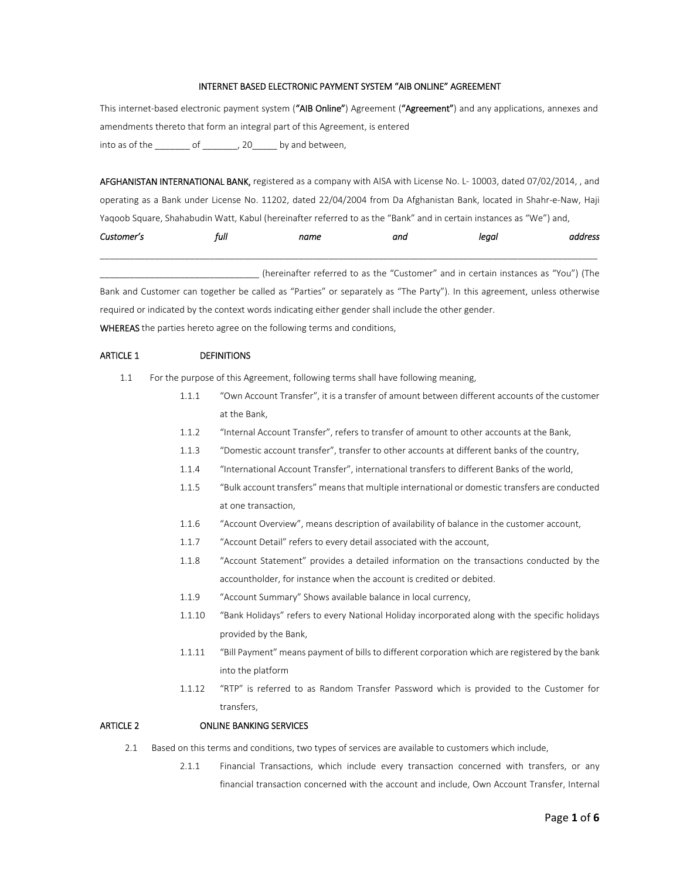# INTERNET BASED ELECTRONIC PAYMENT SYSTEM "AIB ONLINE" AGREEMENT

This internet-based electronic payment system (**"AIB Online"**) Agreement (**"Agreement"**) and any applications, annexes and amendments thereto that form an integral part of this Agreement, is entered into as of the _______ of _______, 20_____ by and between,

**AFGHANISTAN INTERNATIONAL BANK,** registered as a company with AISA with License No. L- 10003, dated 07/02/2014, , and operating as a Bank under License No. 11202, dated 22/04/2004 from Da Afghanistan Bank, located in Shahr-e-Naw, Haji Yaqoob Square, Shahabudin Watt, Kabul (hereinafter referred to as the "Bank" and in certain instances as "We") and,

*Customer's full name and legal address* ________________________________________________________________________________________________

________________________________ (hereinafter referred to as the "Customer" and in certain instances as "You") (The Bank and Customer can together be called as "Parties" or separately as "The Party"). In this agreement, unless otherwise required or indicated by the context words indicating either gender shall include the other gender.

**WHEREAS** the parties hereto agree on the following terms and conditions,

## ARTICLE 1 DEFINITIONS

1.1 For the purpose of this Agreement, following terms shall have following meaning,

- 1.1.1 "Own Account Transfer", it is a transfer of amount between different accounts of the customer at the Bank,
- 1.1.2 "Internal Account Transfer", refers to transfer of amount to other accounts at the Bank,
- 1.1.3 "Domestic account transfer", transfer to other accounts at different banks of the country,
- 1.1.4 "International Account Transfer", international transfers to different Banks of the world,
- 1.1.5 "Bulk account transfers" means that multiple international or domestic transfers are conducted at one transaction,
- 1.1.6 "Account Overview", means description of availability of balance in the customer account,
- 1.1.7 "Account Detail" refers to every detail associated with the account,
- 1.1.8 "Account Statement" provides a detailed information on the transactions conducted by the accountholder, for instance when the account is credited or debited.
- 1.1.9 "Account Summary" Shows available balance in local currency,
- 1.1.10 "Bank Holidays" refers to every National Holiday incorporated along with the specific holidays provided by the Bank,
- 1.1.11 "Bill Payment" means payment of bills to different corporation which are registered by the bank into the platform
- 1.1.12 "RTP" is referred to as Random Transfer Password which is provided to the Customer for transfers,

## ARTICLE 2 ONLINE BANKING SERVICES

2.1 Based on this terms and conditions, two types of services are available to customers which include,

- 2.1.1 Financial Transactions, which include every transaction concerned with transfers, or any financial transaction concerned with the account and include, Own Account Transfer, Internal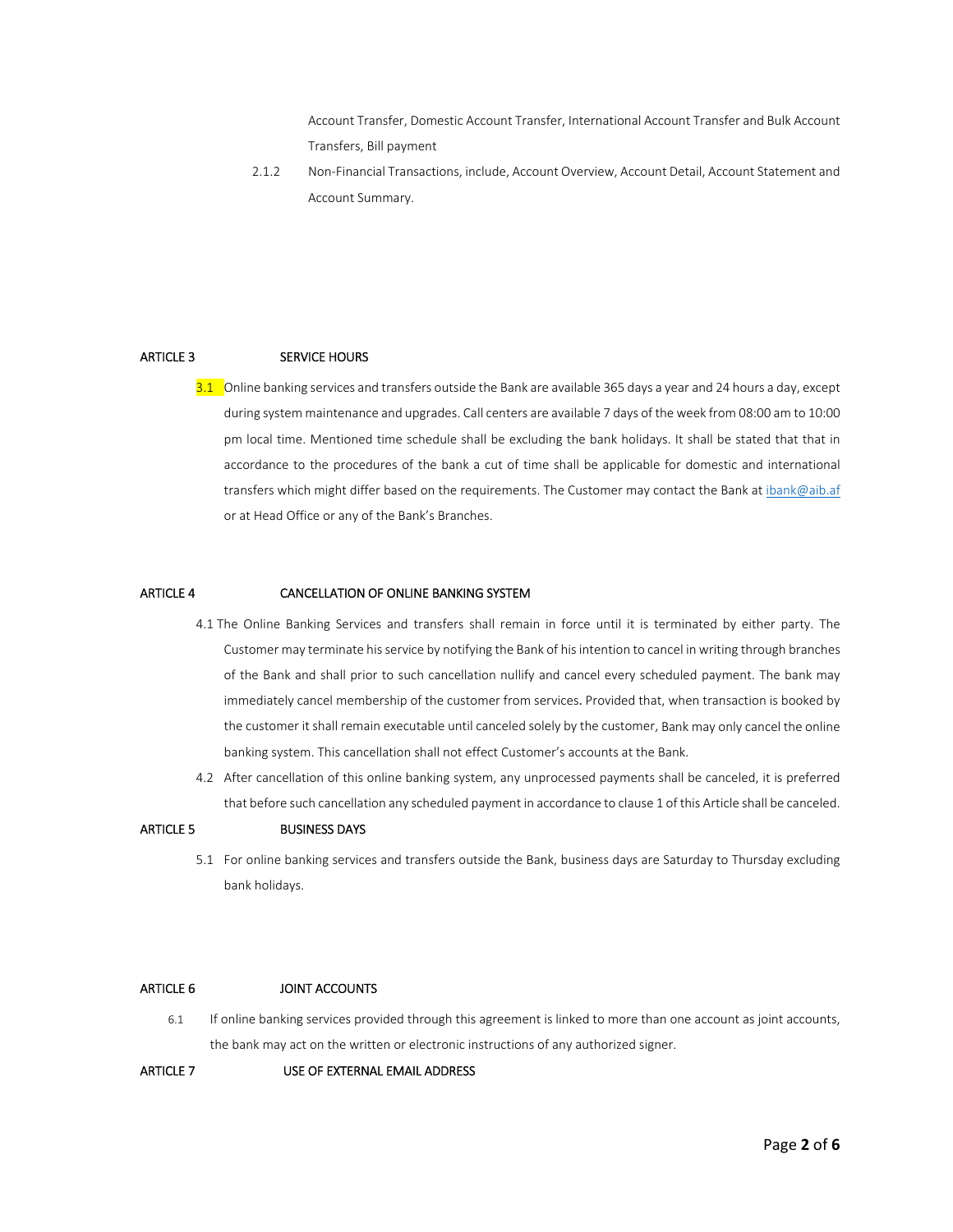Account Transfer, Domestic Account Transfer, International Account Transfer and Bulk Account Transfers, Bill payment

2.1.2 Non-Financial Transactions, include, Account Overview, Account Detail, Account Statement and Account Summary.

## ARTICLE 3 SERVICE HOURS

3.1 Online banking services and transfers outside the Bank are available 365 days a year and 24 hours a day, except during system maintenance and upgrades. Call centers are available 7 days of the week from 08:00 am to 10:00 pm local time. Mentioned time schedule shall be excluding the bank holidays. It shall be stated that that in accordance to the procedures of the bank a cut of time shall be applicable for domestic and international transfers which might differ based on the requirements. The Customer may contact the Bank at ibank@aib.af or at Head Office or any of the Bank's Branches.

## ARTICLE 4 CANCELLATION OF ONLINE BANKING SYSTEM

4.1 The Online Banking Services and transfers shall remain in force until it is terminated by either party. The Customer may terminate his service by notifying the Bank of his intention to cancel in writing through branches of the Bank and shall prior to such cancellation nullify and cancel every scheduled payment. The bank may immediately cancel membership of the customer from services. Provided that, when transaction is booked by the customer it shall remain executable until canceled solely by the customer, Bank may only cancel the online banking system. This cancellation shall not effect Customer's accounts at the Bank.

4.2 After cancellation of this online banking system, any unprocessed payments shall be canceled, it is preferred that before such cancellation any scheduled payment in accordance to clause 1 of this Article shall be canceled.

## ARTICLE 5 BUSINESS DAYS

5.1 For online banking services and transfers outside the Bank, business days are Saturday to Thursday excluding bank holidays.

## ARTICLE 6 JOINT ACCOUNTS

6.1 If online banking services provided through this agreement is linked to more than one account as joint accounts, the bank may act on the written or electronic instructions of any authorized signer.

## ARTICLE 7 USE OF EXTERNAL EMAIL ADDRESS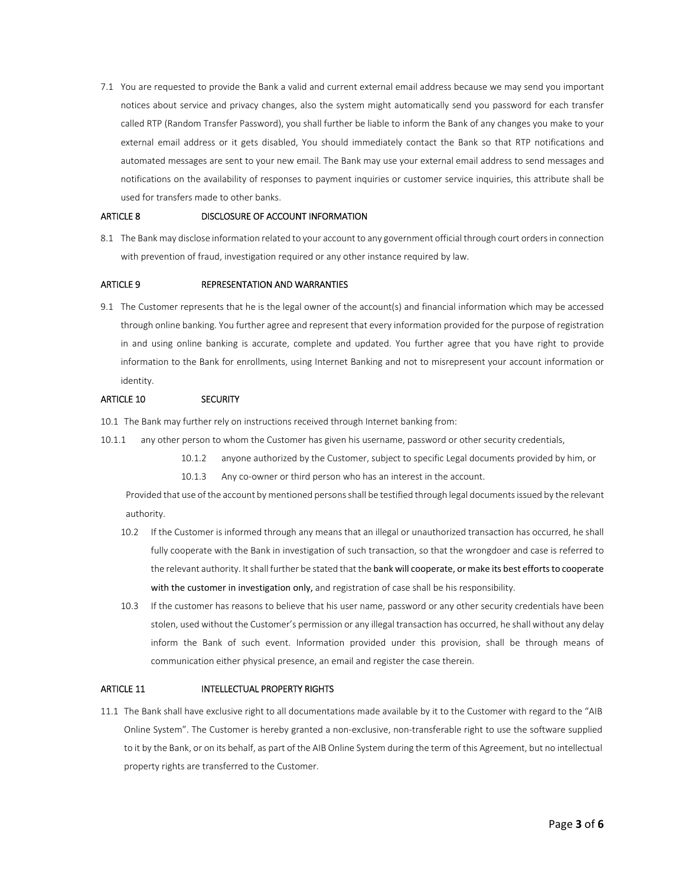7.1 You are requested to provide the Bank a valid and current external email address because we may send you important notices about service and privacy changes, also the system might automatically send you password for each transfer called RTP (Random Transfer Password), you shall further be liable to inform the Bank of any changes you make to your external email address or it gets disabled, You should immediately contact the Bank so that RTP notifications and automated messages are sent to your new email. The Bank may use your external email address to send messages and notifications on the availability of responses to payment inquiries or customer service inquiries, this attribute shall be used for transfers made to other banks.

## ARTICLE 8 DISCLOSURE OF ACCOUNT INFORMATION

8.1 The Bank may disclose information related to your account to any government official through court orders in connection with prevention of fraud, investigation required or any other instance required by law.

## ARTICLE 9 REPRESENTATION AND WARRANTIES

9.1 The Customer represents that he is the legal owner of the account(s) and financial information which may be accessed through online banking. You further agree and represent that every information provided for the purpose of registration in and using online banking is accurate, complete and updated. You further agree that you have right to provide information to the Bank for enrollments, using Internet Banking and not to misrepresent your account information or identity.

## ARTICLE 10 SECURITY

10.1 The Bank may further rely on instructions received through Internet banking from:

10.1.1 any other person to whom the Customer has given his username, password or other security credentials,

10.1.2 anyone authorized by the Customer, subject to specific Legal documents provided by him, or

10.1.3 Any co-owner or third person who has an interest in the account.

Provided that use of the account by mentioned persons shall be testified through legal documents issued by the relevant authority.

10.2 If the Customer is informed through any means that an illegal or unauthorized transaction has occurred, he shall fully cooperate with the Bank in investigation of such transaction, so that the wrongdoer and case is referred to the relevant authority. It shall further be stated that the **bank will cooperate, or make its best efforts to cooperate with the customer in investigation only,** and registration of case shall be his responsibility.

10.3 If the customer has reasons to believe that his user name, password or any other security credentials have been stolen, used without the Customer's permission or any illegal transaction has occurred, he shall without any delay inform the Bank of such event. Information provided under this provision, shall be through means of communication either physical presence, an email and register the case therein.

## ARTICLE 11 INTELLECTUAL PROPERTY RIGHTS

11.1 The Bank shall have exclusive right to all documentations made available by it to the Customer with regard to the "AIB Online System". The Customer is hereby granted a non-exclusive, non-transferable right to use the software supplied to it by the Bank, or on its behalf, as part of the AIB Online System during the term of this Agreement, but no intellectual property rights are transferred to the Customer.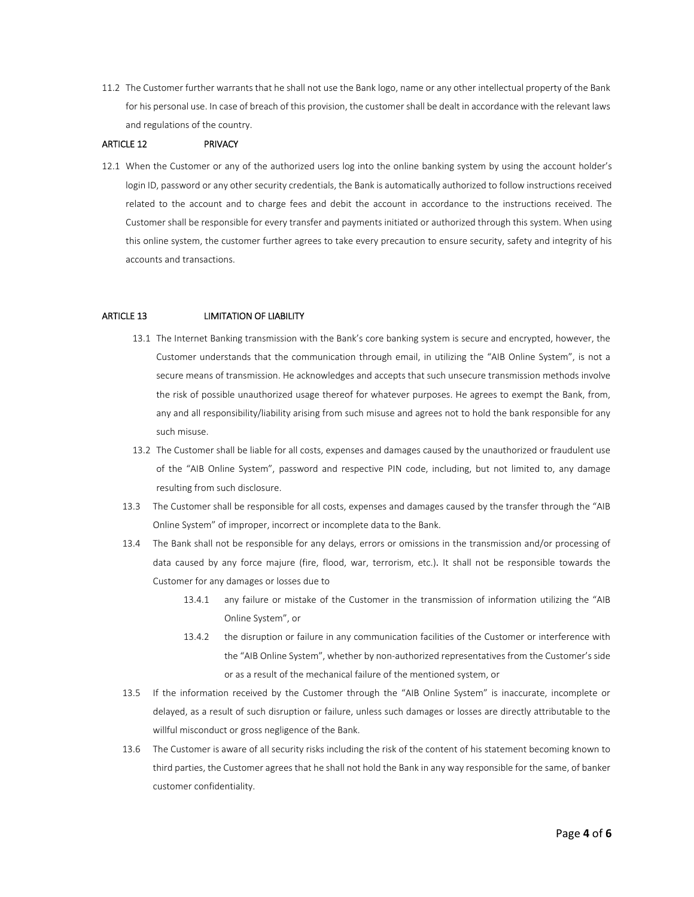11.2 The Customer further warrants that he shall not use the Bank logo, name or any other intellectual property of the Bank for his personal use. In case of breach of this provision, the customer shall be dealt in accordance with the relevant laws and regulations of the country.

### ARTICLE 12 PRIVACY

12.1 When the Customer or any of the authorized users log into the online banking system by using the account holder's login ID, password or any other security credentials, the Bank is automatically authorized to follow instructions received related to the account and to charge fees and debit the account in accordance to the instructions received. The Customer shall be responsible for every transfer and payments initiated or authorized through this system. When using this online system, the customer further agrees to take every precaution to ensure security, safety and integrity of his accounts and transactions.

### ARTICLE 13 LIMITATION OF LIABILITY

13.1 The Internet Banking transmission with the Bank's core banking system is secure and encrypted, however, the Customer understands that the communication through email, in utilizing the "AIB Online System", is not a secure means of transmission. He acknowledges and accepts that such unsecure transmission methods involve the risk of possible unauthorized usage thereof for whatever purposes. He agrees to exempt the Bank, from, any and all responsibility/liability arising from such misuse and agrees not to hold the bank responsible for any such misuse.

13.2 The Customer shall be liable for all costs, expenses and damages caused by the unauthorized or fraudulent use of the "AIB Online System", password and respective PIN code, including, but not limited to, any damage resulting from such disclosure.

13.3 The Customer shall be responsible for all costs, expenses and damages caused by the transfer through the "AIB Online System" of improper, incorrect or incomplete data to the Bank.

13.4 The Bank shall not be responsible for any delays, errors or omissions in the transmission and/or processing of data caused by any force majure (fire, flood, war, terrorism, etc.). It shall not be responsible towards the Customer for any damages or losses due to

> 13.4.1 any failure or mistake of the Customer in the transmission of information utilizing the "AIB Online System", or
>
> 13.4.2 the disruption or failure in any communication facilities of the Customer or interference with the "AIB Online System", whether by non-authorized representatives from the Customer's side or as a result of the mechanical failure of the mentioned system, or

13.5 If the information received by the Customer through the "AIB Online System" is inaccurate, incomplete or delayed, as a result of such disruption or failure, unless such damages or losses are directly attributable to the willful misconduct or gross negligence of the Bank.

13.6 The Customer is aware of all security risks including the risk of the content of his statement becoming known to third parties, the Customer agrees that he shall not hold the Bank in any way responsible for the same, of banker customer confidentiality.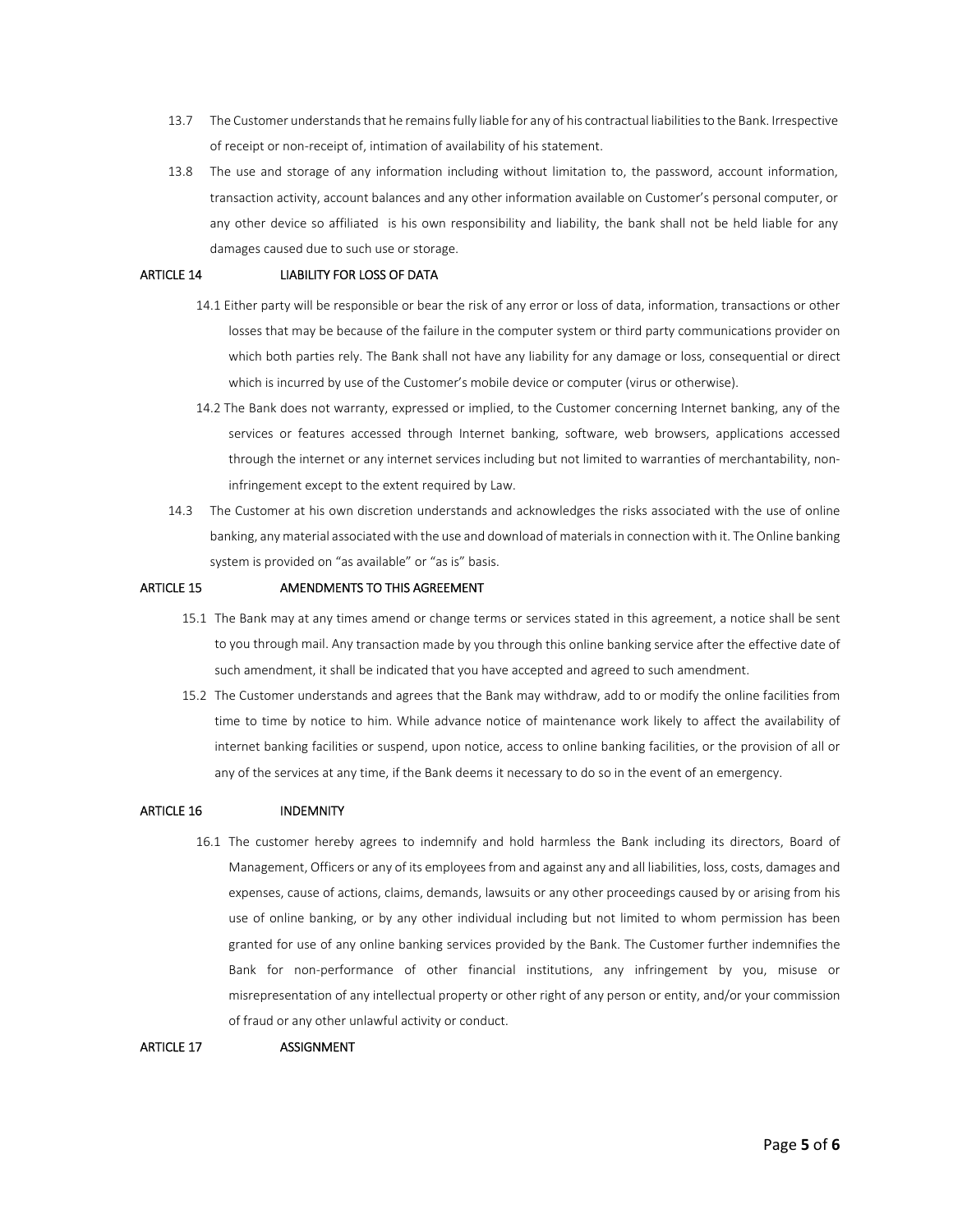13.7 The Customer understands that he remains fully liable for any of his contractual liabilities to the Bank. Irrespective of receipt or non-receipt of, intimation of availability of his statement.

13.8 The use and storage of any information including without limitation to, the password, account information, transaction activity, account balances and any other information available on Customer's personal computer, or any other device so affiliated is his own responsibility and liability, the bank shall not be held liable for any damages caused due to such use or storage.

## ARTICLE 14 LIABILITY FOR LOSS OF DATA

14.1 Either party will be responsible or bear the risk of any error or loss of data, information, transactions or other losses that may be because of the failure in the computer system or third party communications provider on which both parties rely. The Bank shall not have any liability for any damage or loss, consequential or direct which is incurred by use of the Customer's mobile device or computer (virus or otherwise).

14.2 The Bank does not warranty, expressed or implied, to the Customer concerning Internet banking, any of the services or features accessed through Internet banking, software, web browsers, applications accessed through the internet or any internet services including but not limited to warranties of merchantability, non-infringement except to the extent required by Law.

14.3 The Customer at his own discretion understands and acknowledges the risks associated with the use of online banking, any material associated with the use and download of materials in connection with it. The Online banking system is provided on "as available" or "as is" basis.

## ARTICLE 15 AMENDMENTS TO THIS AGREEMENT

15.1 The Bank may at any times amend or change terms or services stated in this agreement, a notice shall be sent to you through mail. Any transaction made by you through this online banking service after the effective date of such amendment, it shall be indicated that you have accepted and agreed to such amendment.

15.2 The Customer understands and agrees that the Bank may withdraw, add to or modify the online facilities from time to time by notice to him. While advance notice of maintenance work likely to affect the availability of internet banking facilities or suspend, upon notice, access to online banking facilities, or the provision of all or any of the services at any time, if the Bank deems it necessary to do so in the event of an emergency.

## ARTICLE 16 INDEMNITY

16.1 The customer hereby agrees to indemnify and hold harmless the Bank including its directors, Board of Management, Officers or any of its employees from and against any and all liabilities, loss, costs, damages and expenses, cause of actions, claims, demands, lawsuits or any other proceedings caused by or arising from his use of online banking, or by any other individual including but not limited to whom permission has been granted for use of any online banking services provided by the Bank. The Customer further indemnifies the Bank for non-performance of other financial institutions, any infringement by you, misuse or misrepresentation of any intellectual property or other right of any person or entity, and/or your commission of fraud or any other unlawful activity or conduct.

## ARTICLE 17 ASSIGNMENT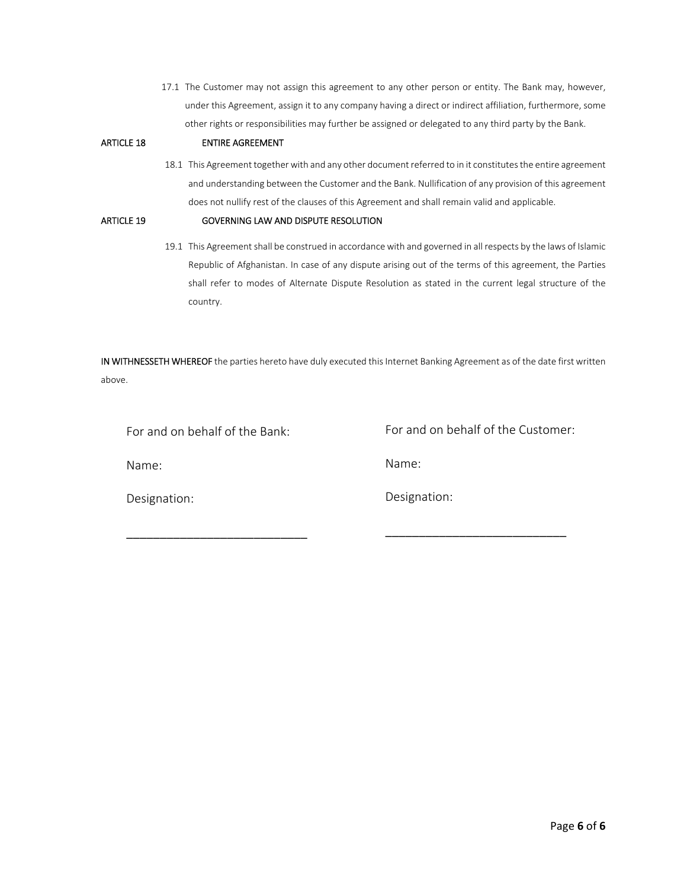17.1 The Customer may not assign this agreement to any other person or entity. The Bank may, however, under this Agreement, assign it to any company having a direct or indirect affiliation, furthermore, some other rights or responsibilities may further be assigned or delegated to any third party by the Bank.

**ARTICLE 18 ENTIRE AGREEMENT**

18.1 This Agreement together with and any other document referred to in it constitutes the entire agreement and understanding between the Customer and the Bank. Nullification of any provision of this agreement does not nullify rest of the clauses of this Agreement and shall remain valid and applicable.

**ARTICLE 19 GOVERNING LAW AND DISPUTE RESOLUTION**

19.1 This Agreement shall be construed in accordance with and governed in all respects by the laws of Islamic Republic of Afghanistan. In case of any dispute arising out of the terms of this agreement, the Parties shall refer to modes of Alternate Dispute Resolution as stated in the current legal structure of the country.

**IN WITHNESSETH WHEREOF** the parties hereto have duly executed this Internet Banking Agreement as of the date first written above.

For and on behalf of the Bank:

Name:

Designation:

______________________________

For and on behalf of the Customer:

Name:

Designation:

______________________________